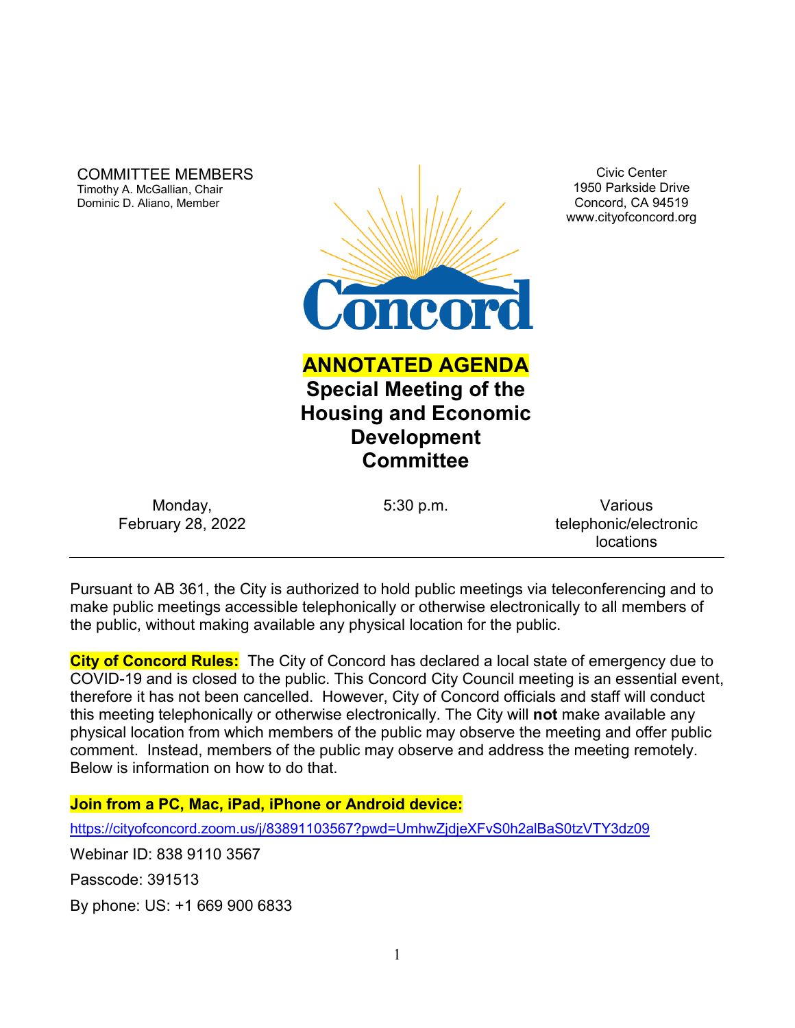COMMITTEE MEMBERS
Timothy A. McGallian, Chair
Dominic D. Aliano, Member

Civic Center
1950 Parkside Drive
Concord, CA 94519
www.cityofconcord.org

# ANNOTATED AGENDA
# Special Meeting of the Housing and Economic Development Committee

Monday, February 28, 2022 | 5:30 p.m. | Various telephonic/electronic locations

---

Pursuant to AB 361, the City is authorized to hold public meetings via teleconferencing and to make public meetings accessible telephonically or otherwise electronically to all members of the public, without making available any physical location for the public.

**City of Concord Rules:** The City of Concord has declared a local state of emergency due to COVID-19 and is closed to the public. This Concord City Council meeting is an essential event, therefore it has not been cancelled. However, City of Concord officials and staff will conduct this meeting telephonically or otherwise electronically. The City will **not** make available any physical location from which members of the public may observe the meeting and offer public comment. Instead, members of the public may observe and address the meeting remotely. Below is information on how to do that.

**Join from a PC, Mac, iPad, iPhone or Android device:**

https://cityofconcord.zoom.us/j/83891103567?pwd=UmhwZjdjeXFvS0h2alBaS0tzVTY3dz09

Webinar ID: 838 9110 3567

Passcode: 391513

By phone: US: +1 669 900 6833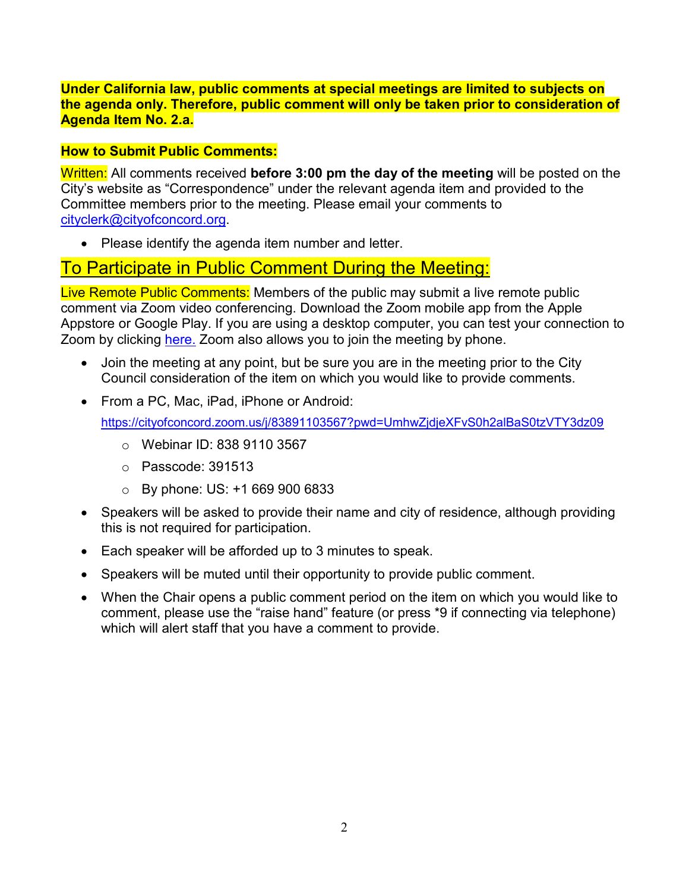**Under California law, public comments at special meetings are limited to subjects on the agenda only. Therefore, public comment will only be taken prior to consideration of Agenda Item No. 2.a.**

**How to Submit Public Comments:**

Written: All comments received **before 3:00 pm the day of the meeting** will be posted on the City's website as "Correspondence" under the relevant agenda item and provided to the Committee members prior to the meeting. Please email your comments to cityclerk@cityofconcord.org.

- Please identify the agenda item number and letter.

## To Participate in Public Comment During the Meeting:

Live Remote Public Comments: Members of the public may submit a live remote public comment via Zoom video conferencing. Download the Zoom mobile app from the Apple Appstore or Google Play. If you are using a desktop computer, you can test your connection to Zoom by clicking here. Zoom also allows you to join the meeting by phone.

- Join the meeting at any point, but be sure you are in the meeting prior to the City Council consideration of the item on which you would like to provide comments.
- From a PC, Mac, iPad, iPhone or Android:
  https://cityofconcord.zoom.us/j/83891103567?pwd=UmhwZjdjeXFvS0h2alBaS0tzVTY3dz09
  - Webinar ID: 838 9110 3567
  - Passcode: 391513
  - By phone: US: +1 669 900 6833
- Speakers will be asked to provide their name and city of residence, although providing this is not required for participation.
- Each speaker will be afforded up to 3 minutes to speak.
- Speakers will be muted until their opportunity to provide public comment.
- When the Chair opens a public comment period on the item on which you would like to comment, please use the "raise hand" feature (or press *9 if connecting via telephone) which will alert staff that you have a comment to provide.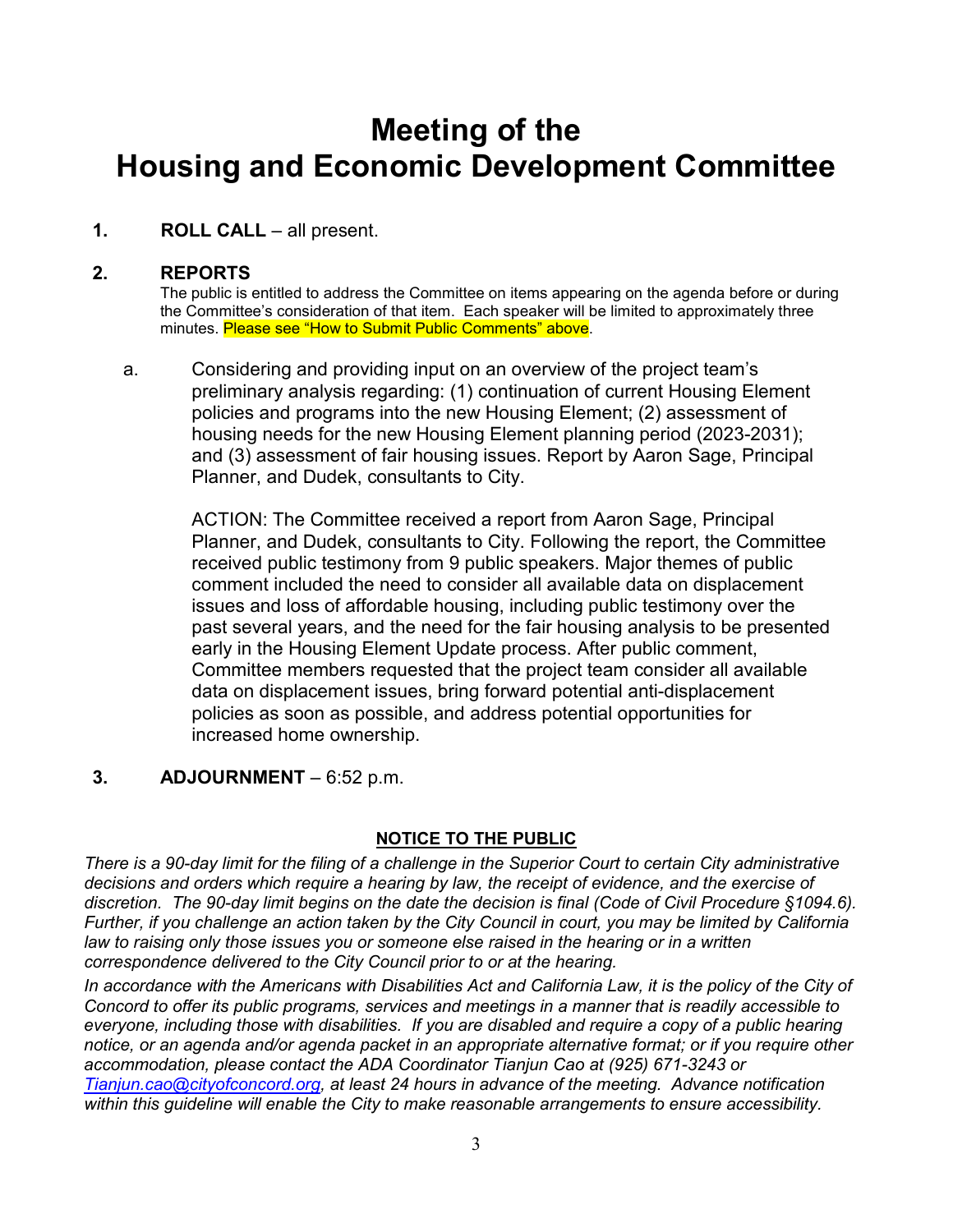# Meeting of the Housing and Economic Development Committee

**1. ROLL CALL** – all present.

**2. REPORTS**

The public is entitled to address the Committee on items appearing on the agenda before or during the Committee's consideration of that item. Each speaker will be limited to approximately three minutes. Please see "How to Submit Public Comments" above.

a. Considering and providing input on an overview of the project team's preliminary analysis regarding: (1) continuation of current Housing Element policies and programs into the new Housing Element; (2) assessment of housing needs for the new Housing Element planning period (2023-2031); and (3) assessment of fair housing issues. Report by Aaron Sage, Principal Planner, and Dudek, consultants to City.

ACTION: The Committee received a report from Aaron Sage, Principal Planner, and Dudek, consultants to City. Following the report, the Committee received public testimony from 9 public speakers. Major themes of public comment included the need to consider all available data on displacement issues and loss of affordable housing, including public testimony over the past several years, and the need for the fair housing analysis to be presented early in the Housing Element Update process. After public comment, Committee members requested that the project team consider all available data on displacement issues, bring forward potential anti-displacement policies as soon as possible, and address potential opportunities for increased home ownership.

**3. ADJOURNMENT** – 6:52 p.m.

**NOTICE TO THE PUBLIC**

*There is a 90-day limit for the filing of a challenge in the Superior Court to certain City administrative decisions and orders which require a hearing by law, the receipt of evidence, and the exercise of discretion. The 90-day limit begins on the date the decision is final (Code of Civil Procedure §1094.6). Further, if you challenge an action taken by the City Council in court, you may be limited by California law to raising only those issues you or someone else raised in the hearing or in a written correspondence delivered to the City Council prior to or at the hearing.*

*In accordance with the Americans with Disabilities Act and California Law, it is the policy of the City of Concord to offer its public programs, services and meetings in a manner that is readily accessible to everyone, including those with disabilities. If you are disabled and require a copy of a public hearing notice, or an agenda and/or agenda packet in an appropriate alternative format; or if you require other accommodation, please contact the ADA Coordinator Tianjun Cao at (925) 671-3243 or Tianjun.cao@cityofconcord.org, at least 24 hours in advance of the meeting. Advance notification within this guideline will enable the City to make reasonable arrangements to ensure accessibility.*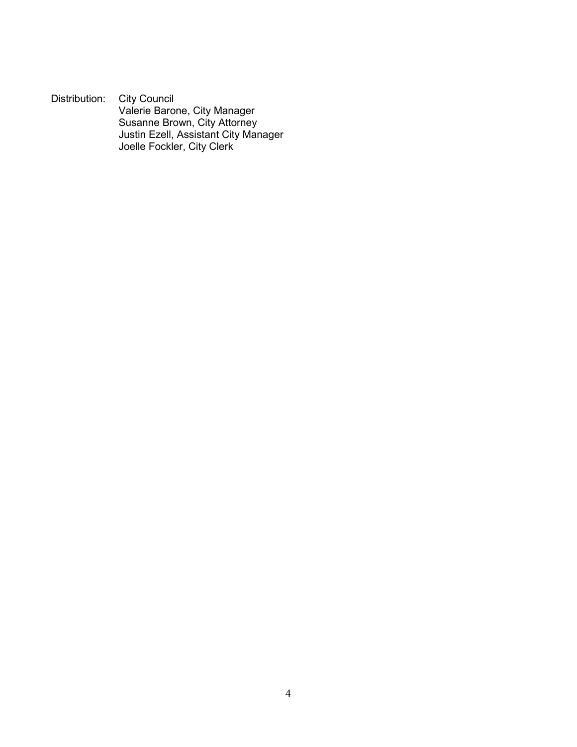Distribution: City Council
Valerie Barone, City Manager
Susanne Brown, City Attorney
Justin Ezell, Assistant City Manager
Joelle Fockler, City Clerk